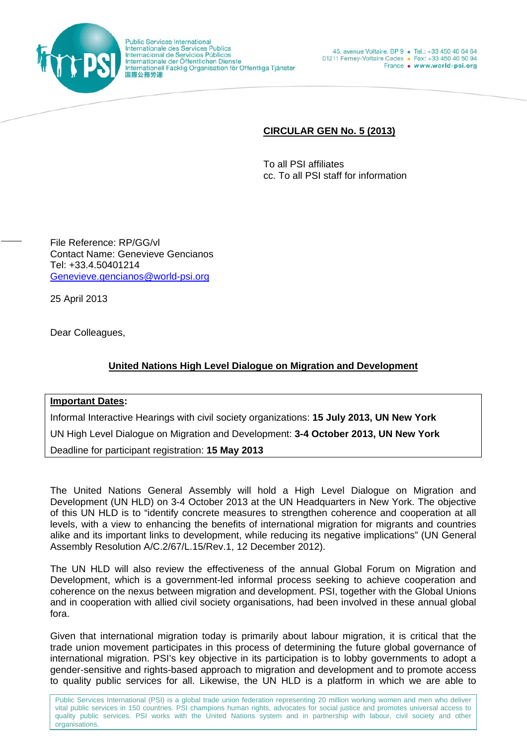Public Services International
Internationale des Services Publics
Internacional de Servicios Públicos
Internationale der Öffentlichen Dienste
Internationell Facklig Organisation för Offentliga Tjänster
国際公務労連

45, avenue Voltaire, BP 9 • Tel.: +33 450 40 64 64
01211 Ferney-Voltaire Cedex • Fax: +33 450 40 50 94
France • www.world-psi.org

**CIRCULAR GEN No. 5 (2013)**

To all PSI affiliates
cc. To all PSI staff for information

File Reference: RP/GG/vl
Contact Name: Genevieve Gencianos
Tel: +33.4.50401214
Genevieve.gencianos@world-psi.org

25 April 2013

Dear Colleagues,

## United Nations High Level Dialogue on Migration and Development

**Important Dates:**

Informal Interactive Hearings with civil society organizations: **15 July 2013, UN New York**

UN High Level Dialogue on Migration and Development: **3-4 October 2013, UN New York**

Deadline for participant registration: **15 May 2013**

The United Nations General Assembly will hold a High Level Dialogue on Migration and Development (UN HLD) on 3-4 October 2013 at the UN Headquarters in New York. The objective of this UN HLD is to "identify concrete measures to strengthen coherence and cooperation at all levels, with a view to enhancing the benefits of international migration for migrants and countries alike and its important links to development, while reducing its negative implications" (UN General Assembly Resolution A/C.2/67/L.15/Rev.1, 12 December 2012).

The UN HLD will also review the effectiveness of the annual Global Forum on Migration and Development, which is a government-led informal process seeking to achieve cooperation and coherence on the nexus between migration and development. PSI, together with the Global Unions and in cooperation with allied civil society organisations, had been involved in these annual global fora.

Given that international migration today is primarily about labour migration, it is critical that the trade union movement participates in this process of determining the future global governance of international migration. PSI's key objective in its participation is to lobby governments to adopt a gender-sensitive and rights-based approach to migration and development and to promote access to quality public services for all. Likewise, the UN HLD is a platform in which we are able to

Public Services International (PSI) is a global trade union federation representing 20 million working women and men who deliver vital public services in 150 countries. PSI champions human rights, advocates for social justice and promotes universal access to quality public services. PSI works with the United Nations system and in partnership with labour, civil society and other organisations.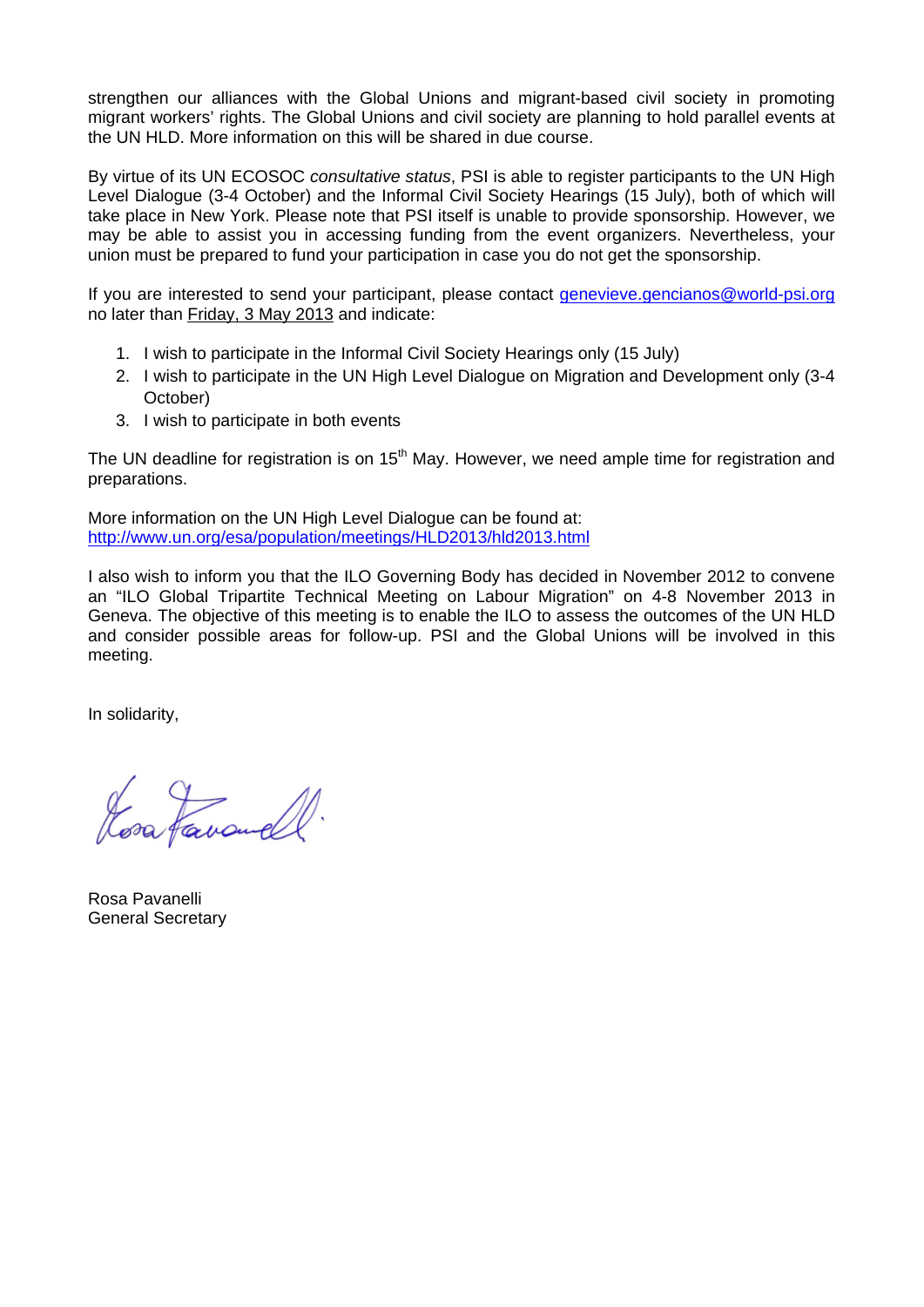strengthen our alliances with the Global Unions and migrant-based civil society in promoting migrant workers' rights. The Global Unions and civil society are planning to hold parallel events at the UN HLD. More information on this will be shared in due course.

By virtue of its UN ECOSOC *consultative status*, PSI is able to register participants to the UN High Level Dialogue (3-4 October) and the Informal Civil Society Hearings (15 July), both of which will take place in New York. Please note that PSI itself is unable to provide sponsorship. However, we may be able to assist you in accessing funding from the event organizers. Nevertheless, your union must be prepared to fund your participation in case you do not get the sponsorship.

If you are interested to send your participant, please contact genevieve.gencianos@world-psi.org no later than Friday, 3 May 2013 and indicate:

1. I wish to participate in the Informal Civil Society Hearings only (15 July)
2. I wish to participate in the UN High Level Dialogue on Migration and Development only (3-4 October)
3. I wish to participate in both events

The UN deadline for registration is on 15th May. However, we need ample time for registration and preparations.

More information on the UN High Level Dialogue can be found at:
http://www.un.org/esa/population/meetings/HLD2013/hld2013.html

I also wish to inform you that the ILO Governing Body has decided in November 2012 to convene an "ILO Global Tripartite Technical Meeting on Labour Migration" on 4-8 November 2013 in Geneva. The objective of this meeting is to enable the ILO to assess the outcomes of the UN HLD and consider possible areas for follow-up. PSI and the Global Unions will be involved in this meeting.

In solidarity,

Rosa Pavanelli
General Secretary